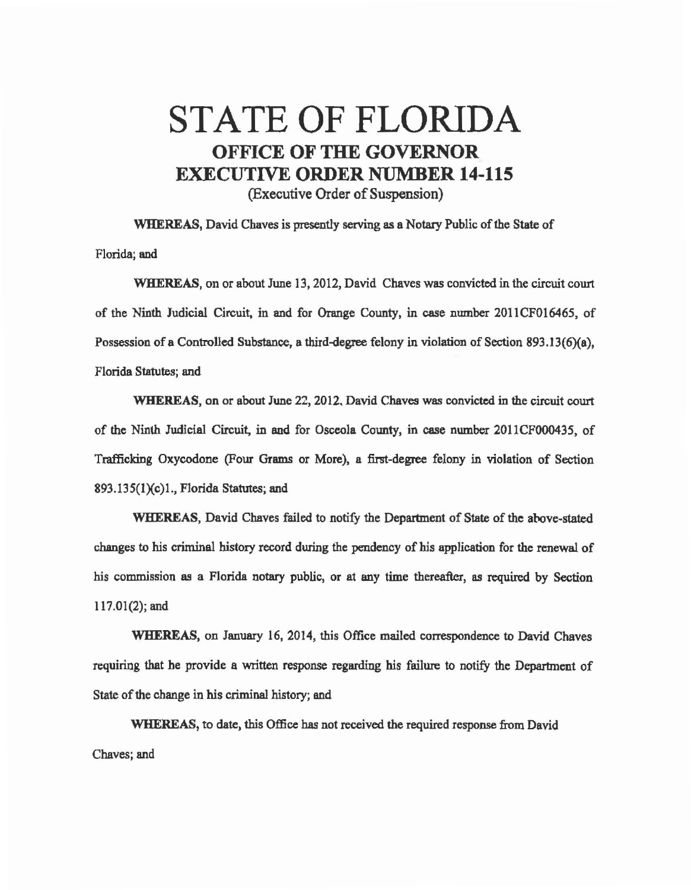# STATE OF FLORIDA
## OFFICE OF THE GOVERNOR
## EXECUTIVE ORDER NUMBER 14-115
(Executive Order of Suspension)

**WHEREAS,** David Chaves is presently serving as a Notary Public of the State of Florida; and

**WHEREAS,** on or about June 13, 2012, David Chaves was convicted in the circuit court of the Ninth Judicial Circuit, in and for Orange County, in case number 2011CF016465, of Possession of a Controlled Substance, a third-degree felony in violation of Section 893.13(6)(a), Florida Statutes; and

**WHEREAS,** on or about June 22, 2012, David Chaves was convicted in the circuit court of the Ninth Judicial Circuit, in and for Osceola County, in case number 2011CF000435, of Trafficking Oxycodone (Four Grams or More), a first-degree felony in violation of Section 893.135(1)(c)1., Florida Statutes; and

**WHEREAS,** David Chaves failed to notify the Department of State of the above-stated changes to his criminal history record during the pendency of his application for the renewal of his commission as a Florida notary public, or at any time thereafter, as required by Section 117.01(2); and

**WHEREAS,** on January 16, 2014, this Office mailed correspondence to David Chaves requiring that he provide a written response regarding his failure to notify the Department of State of the change in his criminal history; and

**WHEREAS,** to date, this Office has not received the required response from David Chaves; and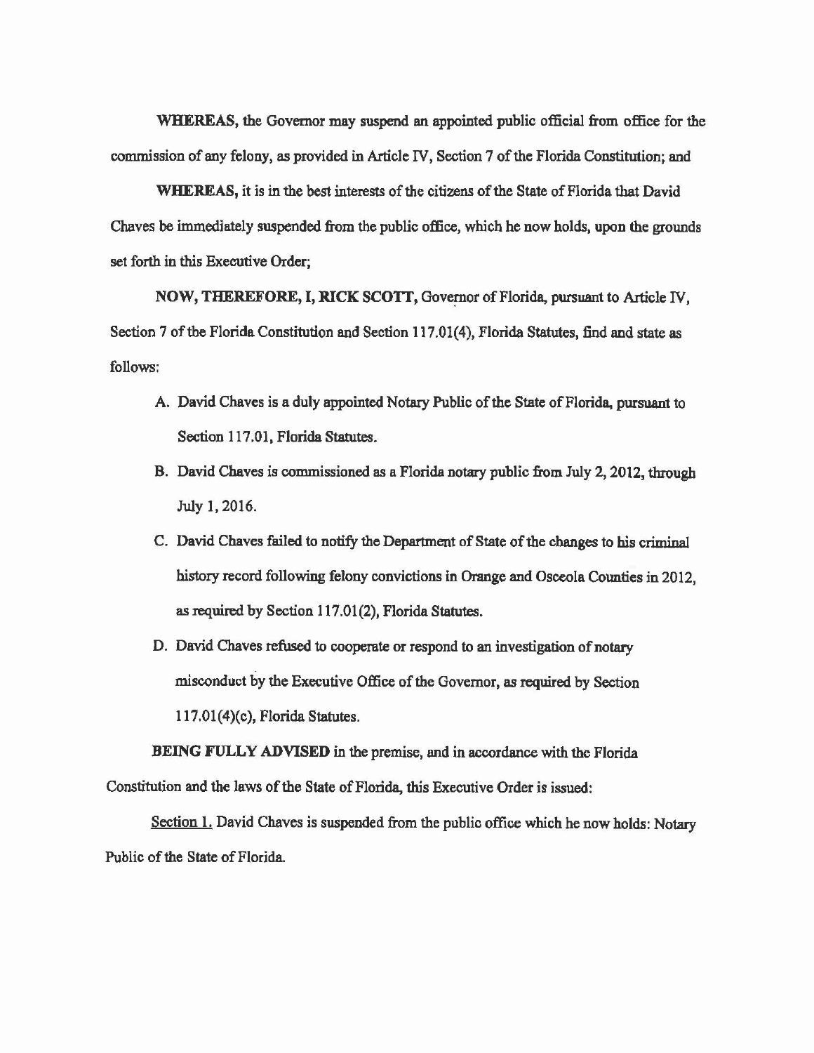**WHEREAS,** the Governor may suspend an appointed public official from office for the commission of any felony, as provided in Article IV, Section 7 of the Florida Constitution; and

**WHEREAS,** it is in the best interests of the citizens of the State of Florida that David Chaves be immediately suspended from the public office, which he now holds, upon the grounds set forth in this Executive Order;

**NOW, THEREFORE, I, RICK SCOTT,** Governor of Florida, pursuant to Article IV, Section 7 of the Florida Constitution and Section 117.01(4), Florida Statutes, find and state as follows:

A. David Chaves is a duly appointed Notary Public of the State of Florida, pursuant to Section 117.01, Florida Statutes.

B. David Chaves is commissioned as a Florida notary public from July 2, 2012, through July 1, 2016.

C. David Chaves failed to notify the Department of State of the changes to his criminal history record following felony convictions in Orange and Osceola Counties in 2012, as required by Section 117.01(2), Florida Statutes.

D. David Chaves refused to cooperate or respond to an investigation of notary misconduct by the Executive Office of the Governor, as required by Section 117.01(4)(c), Florida Statutes.

**BEING FULLY ADVISED** in the premise, and in accordance with the Florida Constitution and the laws of the State of Florida, this Executive Order is issued:

Section 1. David Chaves is suspended from the public office which he now holds: Notary Public of the State of Florida.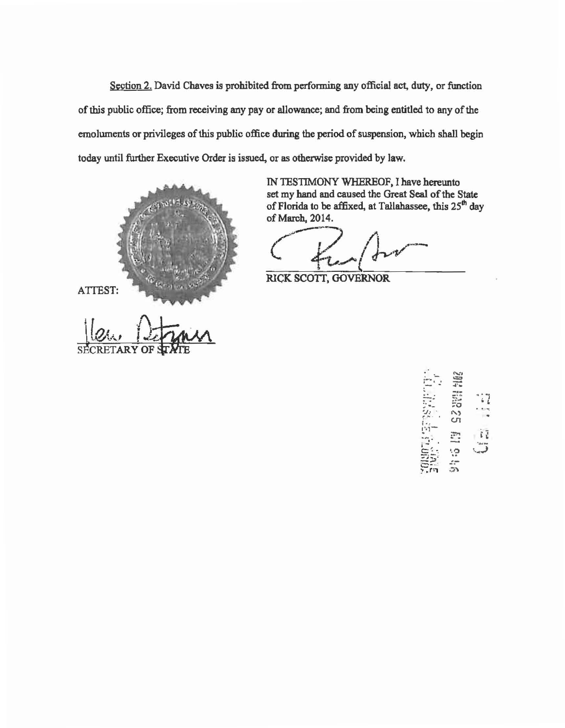<u>Section 2.</u> David Chaves is prohibited from performing any official act, duty, or function of this public office; from receiving any pay or allowance; and from being entitled to any of the emoluments or privileges of this public office during the period of suspension, which shall begin today until further Executive Order is issued, or as otherwise provided by law.

IN TESTIMONY WHEREOF, I have hereunto set my hand and caused the Great Seal of the State of Florida to be affixed, at Tallahassee, this 25[th] day of March, 2014.

RICK SCOTT, GOVERNOR

ATTEST:

SECRETARY OF STATE

FILED

2014 MAR 25 PM 3:46

SECRETARY OF STATE
TALLAHASSEE, FLORIDA